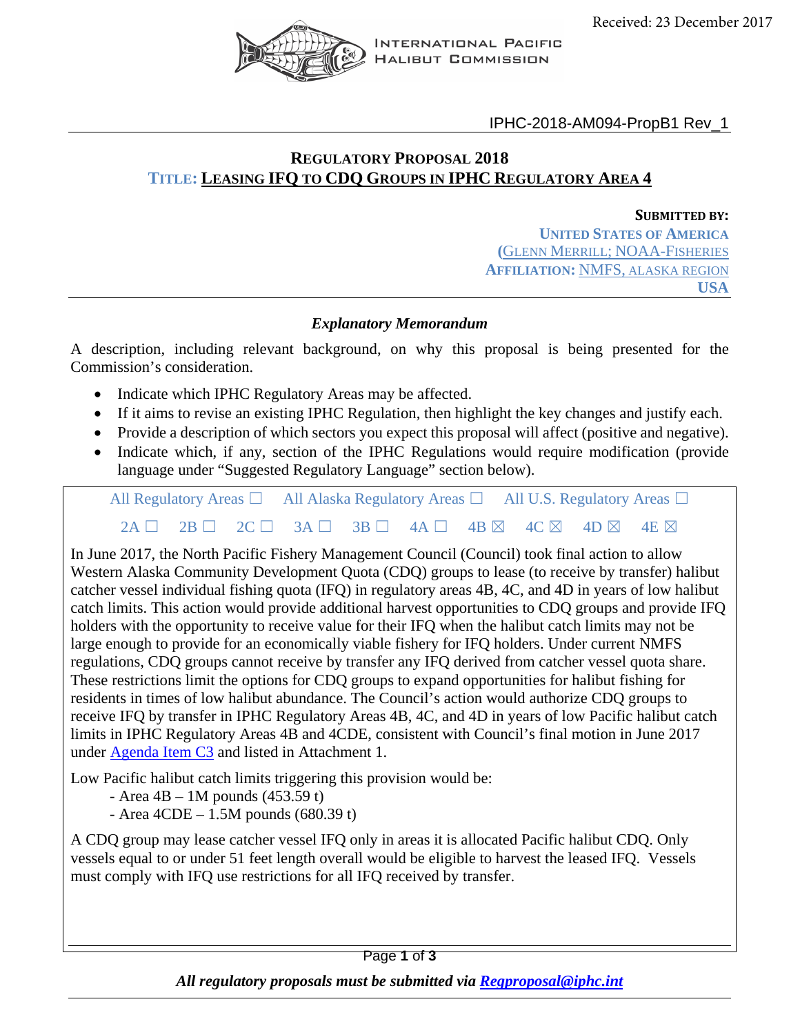Received: 23 December 2017

INTERNATIONAL PACIFIC HALIBUT COMMISSION

IPHC-2018-AM094-PropB1 Rev_1

## REGULATORY PROPOSAL 2018

## TITLE: LEASING IFQ TO CDQ GROUPS IN IPHC REGULATORY AREA 4

**SUBMITTED BY:**
**UNITED STATES OF AMERICA**
(GLENN MERRILL; NOAA-FISHERIES
**AFFILIATION:** NMFS, ALASKA REGION
**USA**

### *Explanatory Memorandum*

A description, including relevant background, on why this proposal is being presented for the Commission's consideration.

- Indicate which IPHC Regulatory Areas may be affected.
- If it aims to revise an existing IPHC Regulation, then highlight the key changes and justify each.
- Provide a description of which sectors you expect this proposal will affect (positive and negative).
- Indicate which, if any, section of the IPHC Regulations would require modification (provide language under "Suggested Regulatory Language" section below).

All Regulatory Areas ☐ All Alaska Regulatory Areas ☐ All U.S. Regulatory Areas ☐

2A ☐ 2B ☐ 2C ☐ 3A ☐ 3B ☐ 4A ☐ 4B ☒ 4C ☒ 4D ☒ 4E ☒

In June 2017, the North Pacific Fishery Management Council (Council) took final action to allow Western Alaska Community Development Quota (CDQ) groups to lease (to receive by transfer) halibut catcher vessel individual fishing quota (IFQ) in regulatory areas 4B, 4C, and 4D in years of low halibut catch limits. This action would provide additional harvest opportunities to CDQ groups and provide IFQ holders with the opportunity to receive value for their IFQ when the halibut catch limits may not be large enough to provide for an economically viable fishery for IFQ holders. Under current NMFS regulations, CDQ groups cannot receive by transfer any IFQ derived from catcher vessel quota share. These restrictions limit the options for CDQ groups to expand opportunities for halibut fishing for residents in times of low halibut abundance. The Council's action would authorize CDQ groups to receive IFQ by transfer in IPHC Regulatory Areas 4B, 4C, and 4D in years of low Pacific halibut catch limits in IPHC Regulatory Areas 4B and 4CDE, consistent with Council's final motion in June 2017 under Agenda Item C3 and listed in Attachment 1.

Low Pacific halibut catch limits triggering this provision would be:

- Area 4B – 1M pounds (453.59 t)
- Area 4CDE – 1.5M pounds (680.39 t)

A CDQ group may lease catcher vessel IFQ only in areas it is allocated Pacific halibut CDQ. Only vessels equal to or under 51 feet length overall would be eligible to harvest the leased IFQ. Vessels must comply with IFQ use restrictions for all IFQ received by transfer.

*All regulatory proposals must be submitted via **Regproposal@iphc.int***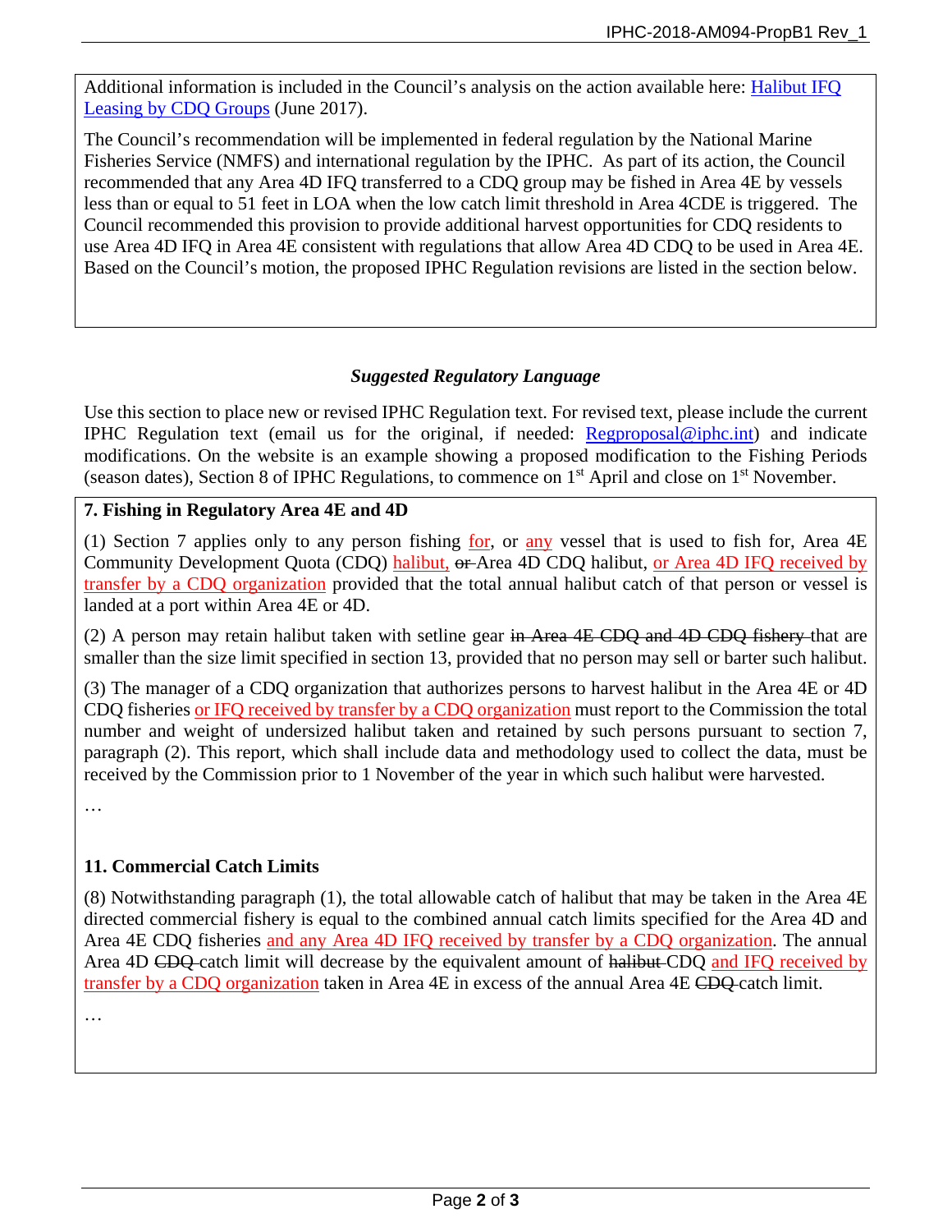Additional information is included in the Council's analysis on the action available here: [Halibut IFQ Leasing by CDQ Groups] (June 2017).

The Council's recommendation will be implemented in federal regulation by the National Marine Fisheries Service (NMFS) and international regulation by the IPHC. As part of its action, the Council recommended that any Area 4D IFQ transferred to a CDQ group may be fished in Area 4E by vessels less than or equal to 51 feet in LOA when the low catch limit threshold in Area 4CDE is triggered. The Council recommended this provision to provide additional harvest opportunities for CDQ residents to use Area 4D IFQ in Area 4E consistent with regulations that allow Area 4D CDQ to be used in Area 4E. Based on the Council's motion, the proposed IPHC Regulation revisions are listed in the section below.

### *Suggested Regulatory Language*

Use this section to place new or revised IPHC Regulation text. For revised text, please include the current IPHC Regulation text (email us for the original, if needed: Regproposal@iphc.int) and indicate modifications. On the website is an example showing a proposed modification to the Fishing Periods (season dates), Section 8 of IPHC Regulations, to commence on 1st April and close on 1st November.

**7. Fishing in Regulatory Area 4E and 4D**

(1) Section 7 applies only to any person fishing <ins>for</ins>, or <ins>any</ins> vessel that is used to fish for, Area 4E Community Development Quota (CDQ) <ins>halibut,</ins> ~~or~~ Area 4D CDQ halibut, <ins>or Area 4D IFQ received by transfer by a CDQ organization</ins> provided that the total annual halibut catch of that person or vessel is landed at a port within Area 4E or 4D.

(2) A person may retain halibut taken with setline gear ~~in Area 4E CDQ and 4D CDQ fishery~~ that are smaller than the size limit specified in section 13, provided that no person may sell or barter such halibut.

(3) The manager of a CDQ organization that authorizes persons to harvest halibut in the Area 4E or 4D CDQ fisheries <ins>or IFQ received by transfer by a CDQ organization</ins> must report to the Commission the total number and weight of undersized halibut taken and retained by such persons pursuant to section 7, paragraph (2). This report, which shall include data and methodology used to collect the data, must be received by the Commission prior to 1 November of the year in which such halibut were harvested.

…

**11. Commercial Catch Limits**

(8) Notwithstanding paragraph (1), the total allowable catch of halibut that may be taken in the Area 4E directed commercial fishery is equal to the combined annual catch limits specified for the Area 4D and Area 4E CDQ fisheries <ins>and any Area 4D IFQ received by transfer by a CDQ organization</ins>. The annual Area 4D ~~CDQ~~ catch limit will decrease by the equivalent amount of ~~halibut~~ CDQ <ins>and IFQ received by transfer by a CDQ organization</ins> taken in Area 4E in excess of the annual Area 4E ~~CDQ~~ catch limit.

…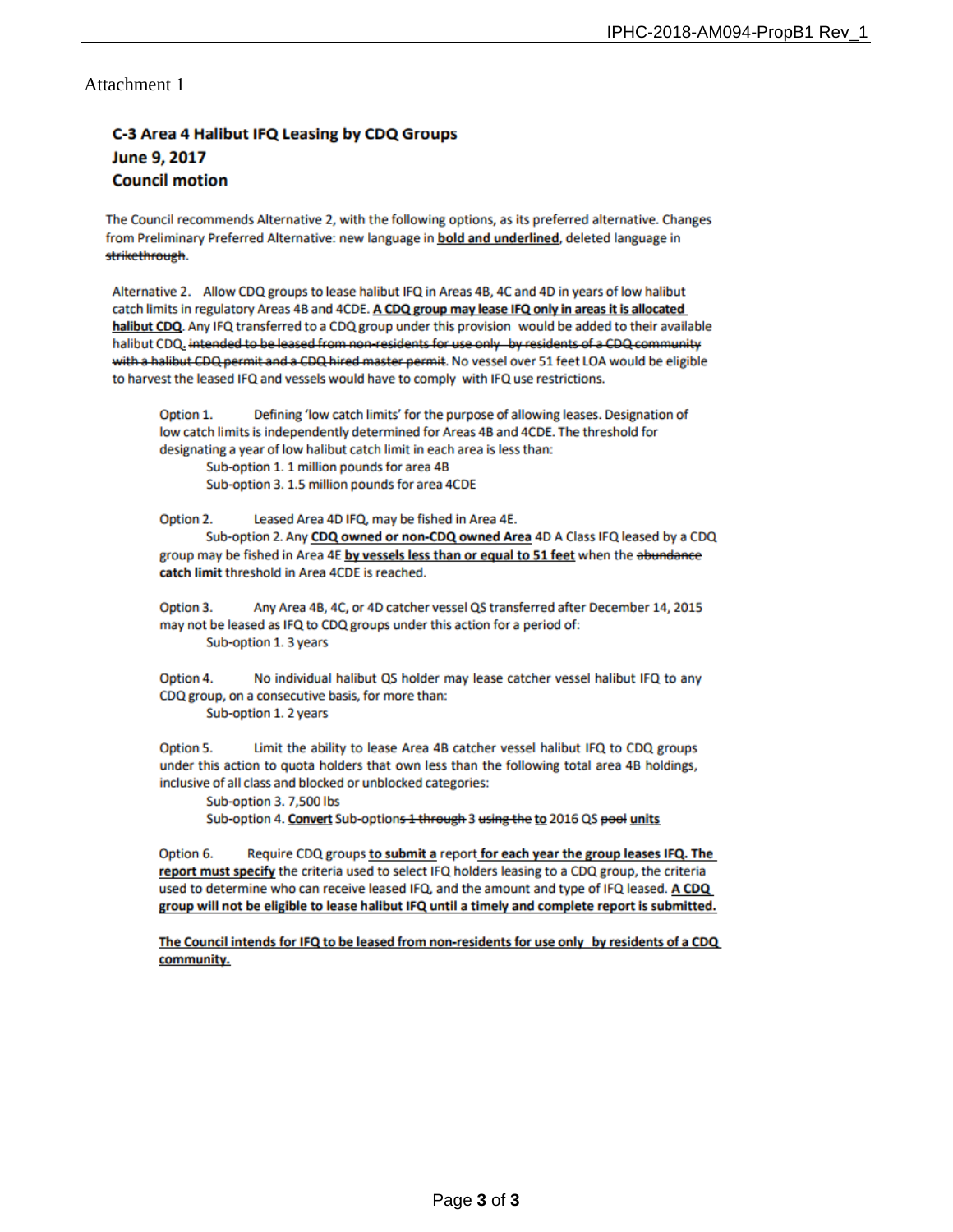Attachment 1

**C-3 Area 4 Halibut IFQ Leasing by CDQ Groups**
**June 9, 2017**
**Council motion**

The Council recommends Alternative 2, with the following options, as its preferred alternative. Changes from Preliminary Preferred Alternative: new language in **<u>bold and underlined</u>**, deleted language in ~~strikethrough~~.

Alternative 2. Allow CDQ groups to lease halibut IFQ in Areas 4B, 4C and 4D in years of low halibut catch limits in regulatory Areas 4B and 4CDE. **<u>A CDQ group may lease IFQ only in areas it is allocated halibut CDQ</u>**. Any IFQ transferred to a CDQ group under this provision would be added to their available halibut CDQ~~, intended to be leased from non-residents for use only by residents of a CDQ community with a halibut CDQ permit and a CDQ hired master permit~~. No vessel over 51 feet LOA would be eligible to harvest the leased IFQ and vessels would have to comply with IFQ use restrictions.

Option 1. Defining 'low catch limits' for the purpose of allowing leases. Designation of low catch limits is independently determined for Areas 4B and 4CDE. The threshold for designating a year of low halibut catch limit in each area is less than:
- Sub-option 1. 1 million pounds for area 4B
- Sub-option 3. 1.5 million pounds for area 4CDE

Option 2. Leased Area 4D IFQ, may be fished in Area 4E.
Sub-option 2. Any **<u>CDQ owned or non-CDQ owned Area</u>** 4D A Class IFQ leased by a CDQ group may be fished in Area 4E **<u>by vessels less than or equal to 51 feet</u>** when the ~~abundance~~ **catch limit** threshold in Area 4CDE is reached.

Option 3. Any Area 4B, 4C, or 4D catcher vessel QS transferred after December 14, 2015 may not be leased as IFQ to CDQ groups under this action for a period of:
- Sub-option 1. 3 years

Option 4. No individual halibut QS holder may lease catcher vessel halibut IFQ to any CDQ group, on a consecutive basis, for more than:
- Sub-option 1. 2 years

Option 5. Limit the ability to lease Area 4B catcher vessel halibut IFQ to CDQ groups under this action to quota holders that own less than the following total area 4B holdings, inclusive of all class and blocked or unblocked categories:
- Sub-option 3. 7,500 lbs
- Sub-option 4. **<u>Convert</u>** Sub-options ~~1 through~~ 3 ~~using the~~ **<u>to</u>** 2016 QS ~~pool~~ **<u>units</u>**

Option 6. Require CDQ groups **<u>to submit a</u>** report **<u>for each year the group leases IFQ. The report must specify</u>** the criteria used to select IFQ holders leasing to a CDQ group, the criteria used to determine who can receive leased IFQ, and the amount and type of IFQ leased. **<u>A CDQ group will not be eligible to lease halibut IFQ until a timely and complete report is submitted.</u>**

**<u>The Council intends for IFQ to be leased from non-residents for use only by residents of a CDQ community.</u>**